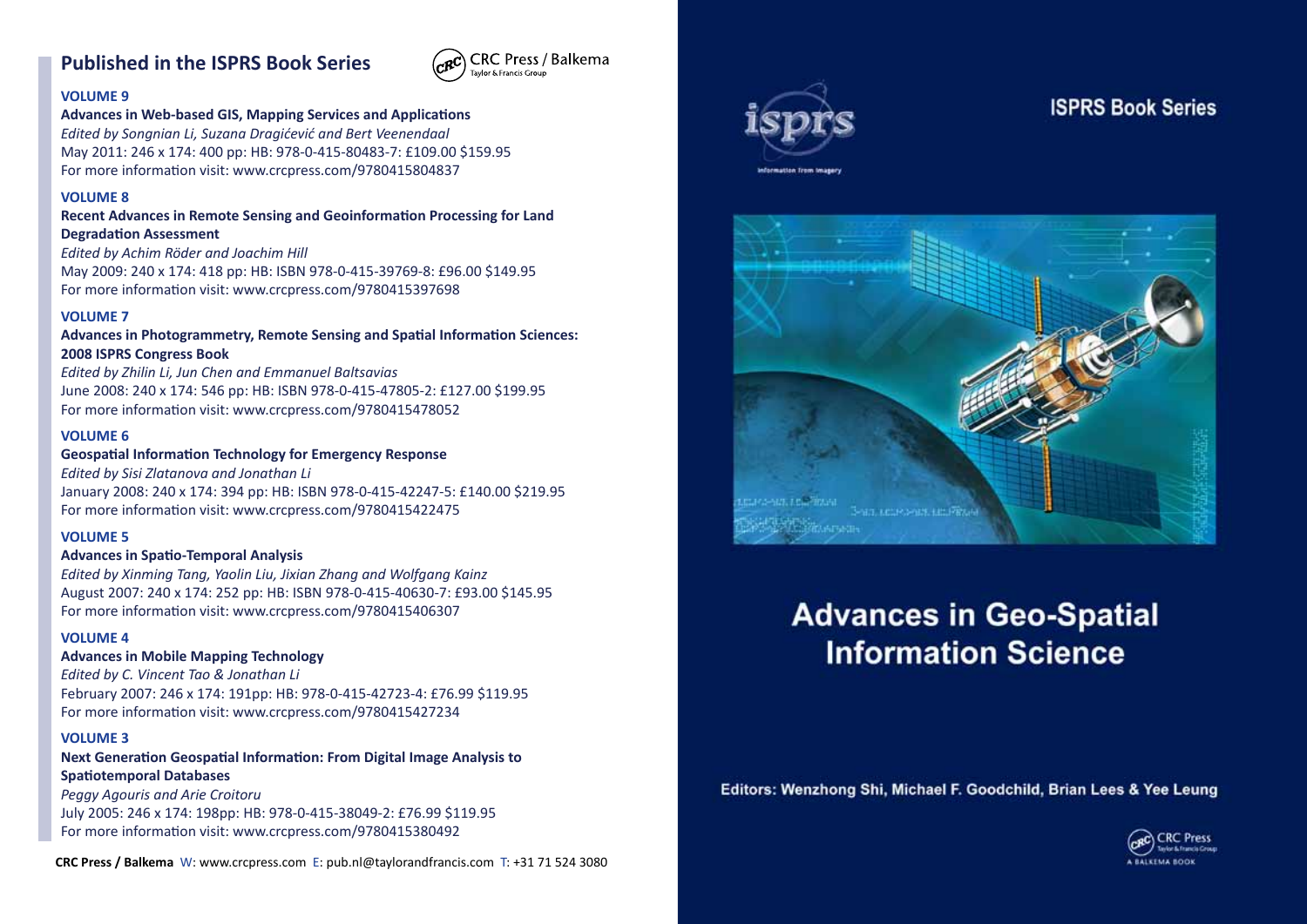## Published in the ISPRS Book Series

CRC Press / Balkema
Taylor & Francis Group

**VOLUME 9**

**Advances in Web-based GIS, Mapping Services and Applications**
*Edited by Songnian Li, Suzana Dragićević and Bert Veenendaal*
May 2011: 246 x 174: 400 pp: HB: 978-0-415-80483-7: £109.00 $159.95
For more information visit: www.crcpress.com/9780415804837

**VOLUME 8**

**Recent Advances in Remote Sensing and Geoinformation Processing for Land Degradation Assessment**
*Edited by Achim Röder and Joachim Hill*
May 2009: 240 x 174: 418 pp: HB: ISBN 978-0-415-39769-8: £96.00 $149.95
For more information visit: www.crcpress.com/9780415397698

**VOLUME 7**

**Advances in Photogrammetry, Remote Sensing and Spatial Information Sciences: 2008 ISPRS Congress Book**
*Edited by Zhilin Li, Jun Chen and Emmanuel Baltsavias*
June 2008: 240 x 174: 546 pp: HB: ISBN 978-0-415-47805-2: £127.00 $199.95
For more information visit: www.crcpress.com/9780415478052

**VOLUME 6**

**Geospatial Information Technology for Emergency Response**
*Edited by Sisi Zlatanova and Jonathan Li*
January 2008: 240 x 174: 394 pp: HB: ISBN 978-0-415-42247-5: £140.00 $219.95
For more information visit: www.crcpress.com/9780415422475

**VOLUME 5**

**Advances in Spatio-Temporal Analysis**
*Edited by Xinming Tang, Yaolin Liu, Jixian Zhang and Wolfgang Kainz*
August 2007: 240 x 174: 252 pp: HB: ISBN 978-0-415-40630-7: £93.00 $145.95
For more information visit: www.crcpress.com/9780415406307

**VOLUME 4**

**Advances in Mobile Mapping Technology**
*Edited by C. Vincent Tao & Jonathan Li*
February 2007: 246 x 174: 191pp: HB: 978-0-415-42723-4: £76.99 $119.95
For more information visit: www.crcpress.com/9780415427234

**VOLUME 3**

**Next Generation Geospatial Information: From Digital Image Analysis to Spatiotemporal Databases**
*Peggy Agouris and Arie Croitoru*
July 2005: 246 x 174: 198pp: HB: 978-0-415-38049-2: £76.99 $119.95
For more information visit: www.crcpress.com/9780415380492

**CRC Press / Balkema** W: www.crcpress.com E: pub.nl@taylorandfrancis.com T: +31 71 524 3080

isprs
Information from Imagery

ISPRS Book Series

# Advances in Geo-Spatial Information Science

Editors: Wenzhong Shi, Michael F. Goodchild, Brian Lees & Yee Leung

CRC Press
Taylor & Francis Group
A BALKEMA BOOK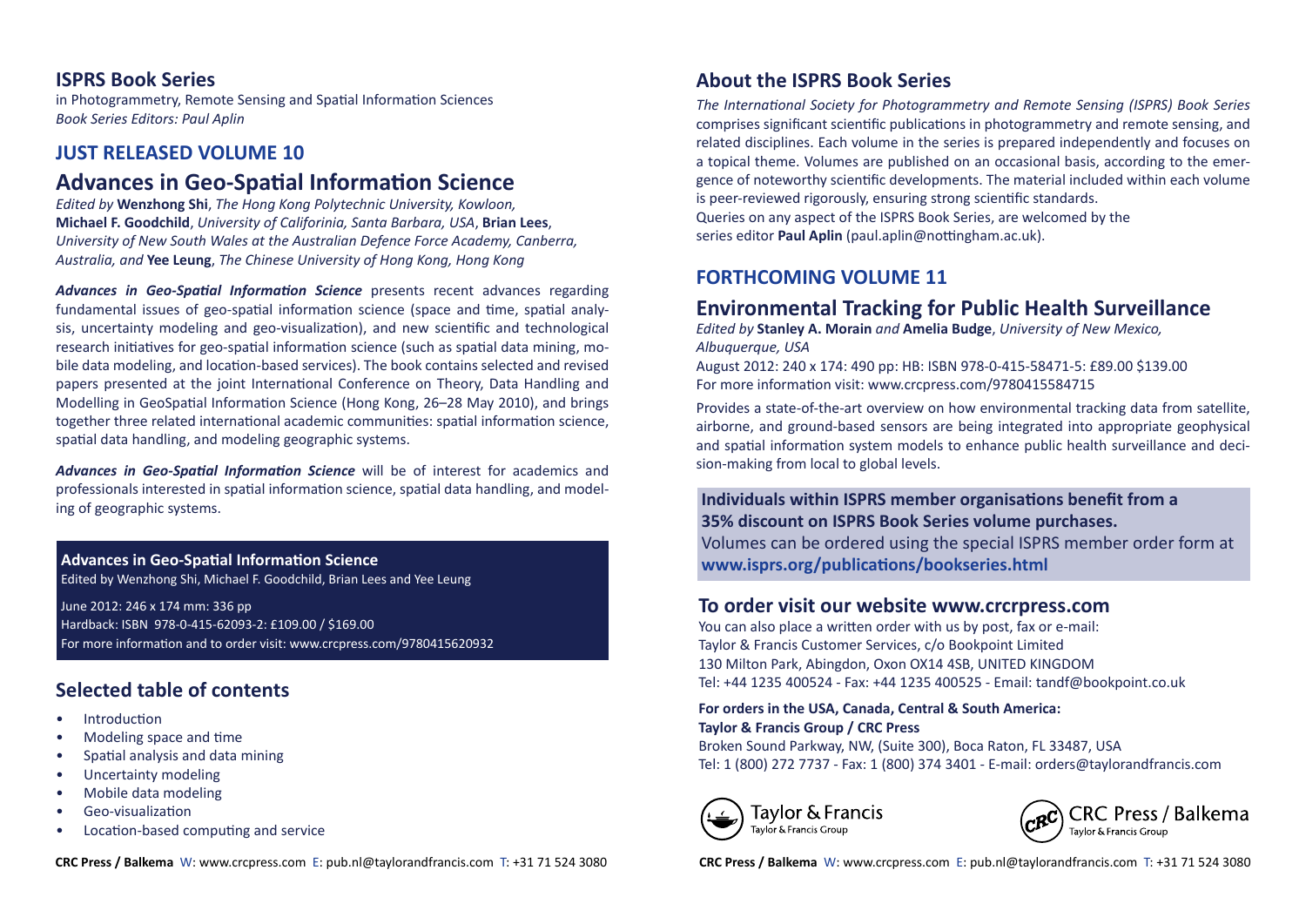## ISPRS Book Series

in Photogrammetry, Remote Sensing and Spatial Information Sciences
*Book Series Editors: Paul Aplin*

### JUST RELEASED VOLUME 10

## Advances in Geo-Spatial Information Science

*Edited by* **Wenzhong Shi**, *The Hong Kong Polytechnic University, Kowloon,* **Michael F. Goodchild**, *University of Califorinia, Santa Barbara, USA*, **Brian Lees**, *University of New South Wales at the Australian Defence Force Academy, Canberra, Australia, and* **Yee Leung**, *The Chinese University of Hong Kong, Hong Kong*

***Advances in Geo-Spatial Information Science*** presents recent advances regarding fundamental issues of geo-spatial information science (space and time, spatial analysis, uncertainty modeling and geo-visualization), and new scientific and technological research initiatives for geo-spatial information science (such as spatial data mining, mobile data modeling, and location-based services). The book contains selected and revised papers presented at the joint International Conference on Theory, Data Handling and Modelling in GeoSpatial Information Science (Hong Kong, 26–28 May 2010), and brings together three related international academic communities: spatial information science, spatial data handling, and modeling geographic systems.

***Advances in Geo-Spatial Information Science*** will be of interest for academics and professionals interested in spatial information science, spatial data handling, and modeling of geographic systems.

**Advances in Geo-Spatial Information Science**
Edited by Wenzhong Shi, Michael F. Goodchild, Brian Lees and Yee Leung

June 2012: 246 x 174 mm: 336 pp
Hardback: ISBN 978-0-415-62093-2: £109.00 / $169.00
For more information and to order visit: www.crcpress.com/9780415620932

### Selected table of contents

- Introduction
- Modeling space and time
- Spatial analysis and data mining
- Uncertainty modeling
- Mobile data modeling
- Geo-visualization
- Location-based computing and service

**CRC Press / Balkema** W: www.crcpress.com E: pub.nl@taylorandfrancis.com T: +31 71 524 3080

## About the ISPRS Book Series

*The International Society for Photogrammetry and Remote Sensing (ISPRS) Book Series* comprises significant scientific publications in photogrammetry and remote sensing, and related disciplines. Each volume in the series is prepared independently and focuses on a topical theme. Volumes are published on an occasional basis, according to the emergence of noteworthy scientific developments. The material included within each volume is peer-reviewed rigorously, ensuring strong scientific standards.
Queries on any aspect of the ISPRS Book Series, are welcomed by the series editor **Paul Aplin** (paul.aplin@nottingham.ac.uk).

### FORTHCOMING VOLUME 11

## Environmental Tracking for Public Health Surveillance

*Edited by* **Stanley A. Morain** *and* **Amelia Budge**, *University of New Mexico, Albuquerque, USA*

August 2012: 240 x 174: 490 pp: HB: ISBN 978-0-415-58471-5: £89.00 $139.00
For more information visit: www.crcpress.com/9780415584715

Provides a state-of-the-art overview on how environmental tracking data from satellite, airborne, and ground-based sensors are being integrated into appropriate geophysical and spatial information system models to enhance public health surveillance and decision-making from local to global levels.

**Individuals within ISPRS member organisations benefit from a 35% discount on ISPRS Book Series volume purchases.**
Volumes can be ordered using the special ISPRS member order form at **www.isprs.org/publications/bookseries.html**

### To order visit our website www.crcrpress.com

You can also place a written order with us by post, fax or e-mail:
Taylor & Francis Customer Services, c/o Bookpoint Limited
130 Milton Park, Abingdon, Oxon OX14 4SB, UNITED KINGDOM
Tel: +44 1235 400524 - Fax: +44 1235 400525 - Email: tandf@bookpoint.co.uk

**For orders in the USA, Canada, Central & South America:**
**Taylor & Francis Group / CRC Press**
Broken Sound Parkway, NW, (Suite 300), Boca Raton, FL 33487, USA
Tel: 1 (800) 272 7737 - Fax: 1 (800) 374 3401 - E-mail: orders@taylorandfrancis.com

Taylor & Francis
Taylor & Francis Group

CRC Press / Balkema
Taylor & Francis Group

**CRC Press / Balkema** W: www.crcpress.com E: pub.nl@taylorandfrancis.com T: +31 71 524 3080